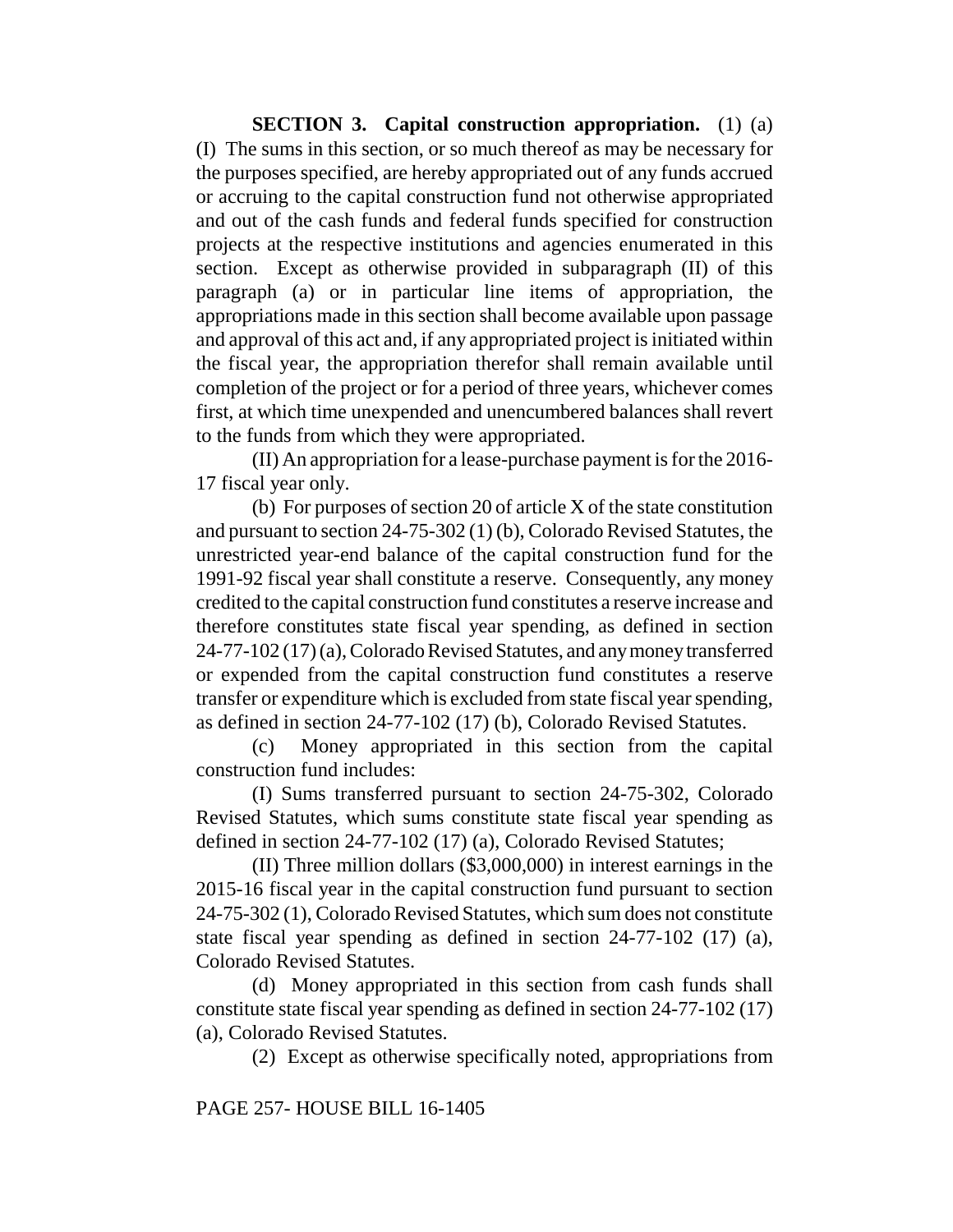**SECTION 3. Capital construction appropriation.** (1) (a) (I) The sums in this section, or so much thereof as may be necessary for the purposes specified, are hereby appropriated out of any funds accrued or accruing to the capital construction fund not otherwise appropriated and out of the cash funds and federal funds specified for construction projects at the respective institutions and agencies enumerated in this section. Except as otherwise provided in subparagraph (II) of this paragraph (a) or in particular line items of appropriation, the appropriations made in this section shall become available upon passage and approval of this act and, if any appropriated project is initiated within the fiscal year, the appropriation therefor shall remain available until completion of the project or for a period of three years, whichever comes first, at which time unexpended and unencumbered balances shall revert to the funds from which they were appropriated.

(II) An appropriation for a lease-purchase payment is for the 2016-17 fiscal year only.

(b) For purposes of section 20 of article X of the state constitution and pursuant to section 24-75-302 (1) (b), Colorado Revised Statutes, the unrestricted year-end balance of the capital construction fund for the 1991-92 fiscal year shall constitute a reserve. Consequently, any money credited to the capital construction fund constitutes a reserve increase and therefore constitutes state fiscal year spending, as defined in section 24-77-102 (17) (a), Colorado Revised Statutes, and any money transferred or expended from the capital construction fund constitutes a reserve transfer or expenditure which is excluded from state fiscal year spending, as defined in section 24-77-102 (17) (b), Colorado Revised Statutes.

(c) Money appropriated in this section from the capital construction fund includes:

(I) Sums transferred pursuant to section 24-75-302, Colorado Revised Statutes, which sums constitute state fiscal year spending as defined in section 24-77-102 (17) (a), Colorado Revised Statutes;

(II) Three million dollars ($3,000,000) in interest earnings in the 2015-16 fiscal year in the capital construction fund pursuant to section 24-75-302 (1), Colorado Revised Statutes, which sum does not constitute state fiscal year spending as defined in section 24-77-102 (17) (a), Colorado Revised Statutes.

(d) Money appropriated in this section from cash funds shall constitute state fiscal year spending as defined in section 24-77-102 (17) (a), Colorado Revised Statutes.

(2) Except as otherwise specifically noted, appropriations from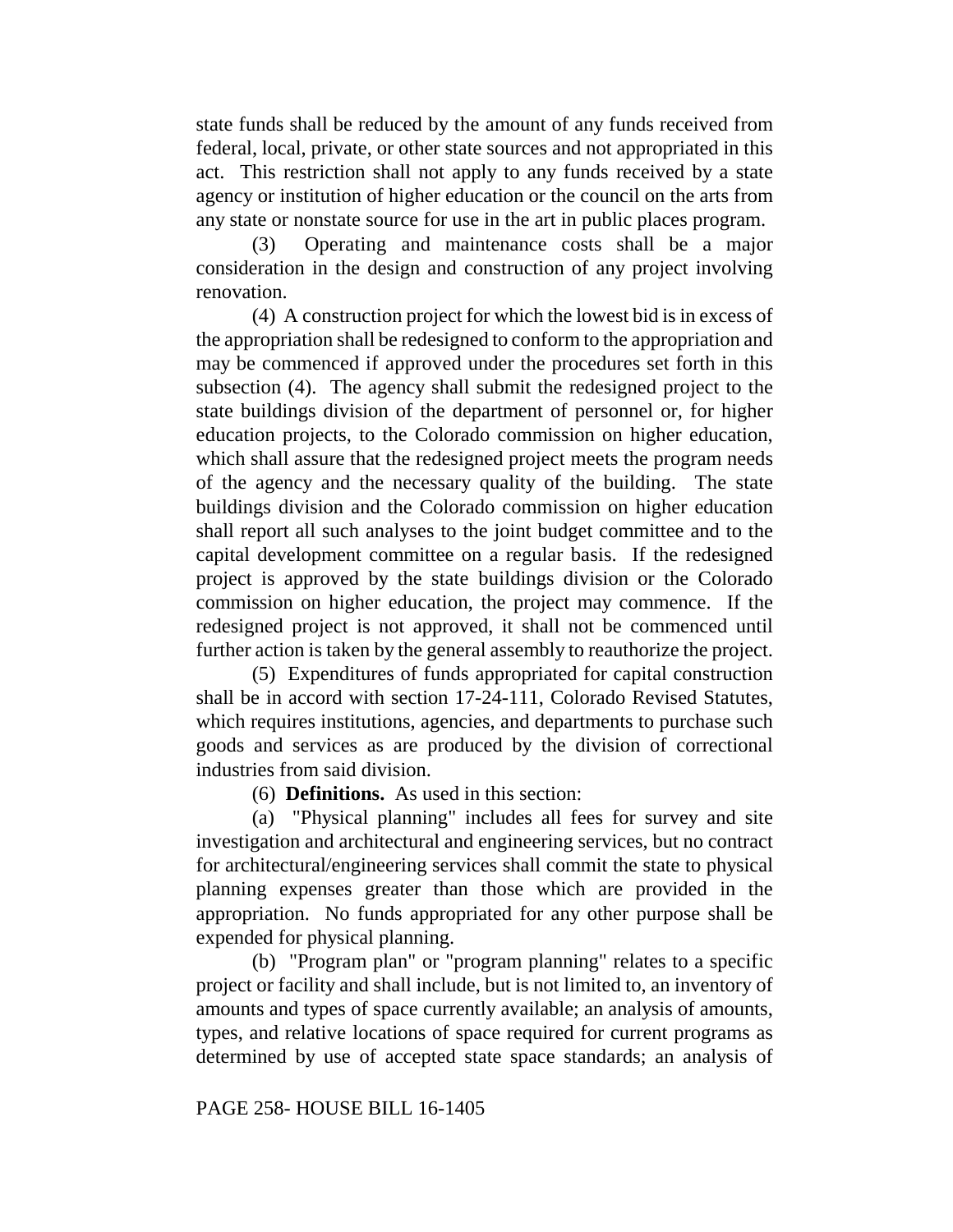state funds shall be reduced by the amount of any funds received from federal, local, private, or other state sources and not appropriated in this act. This restriction shall not apply to any funds received by a state agency or institution of higher education or the council on the arts from any state or nonstate source for use in the art in public places program.

(3) Operating and maintenance costs shall be a major consideration in the design and construction of any project involving renovation.

(4) A construction project for which the lowest bid is in excess of the appropriation shall be redesigned to conform to the appropriation and may be commenced if approved under the procedures set forth in this subsection (4). The agency shall submit the redesigned project to the state buildings division of the department of personnel or, for higher education projects, to the Colorado commission on higher education, which shall assure that the redesigned project meets the program needs of the agency and the necessary quality of the building. The state buildings division and the Colorado commission on higher education shall report all such analyses to the joint budget committee and to the capital development committee on a regular basis. If the redesigned project is approved by the state buildings division or the Colorado commission on higher education, the project may commence. If the redesigned project is not approved, it shall not be commenced until further action is taken by the general assembly to reauthorize the project.

(5) Expenditures of funds appropriated for capital construction shall be in accord with section 17-24-111, Colorado Revised Statutes, which requires institutions, agencies, and departments to purchase such goods and services as are produced by the division of correctional industries from said division.

(6) **Definitions.** As used in this section:

(a) "Physical planning" includes all fees for survey and site investigation and architectural and engineering services, but no contract for architectural/engineering services shall commit the state to physical planning expenses greater than those which are provided in the appropriation. No funds appropriated for any other purpose shall be expended for physical planning.

(b) "Program plan" or "program planning" relates to a specific project or facility and shall include, but is not limited to, an inventory of amounts and types of space currently available; an analysis of amounts, types, and relative locations of space required for current programs as determined by use of accepted state space standards; an analysis of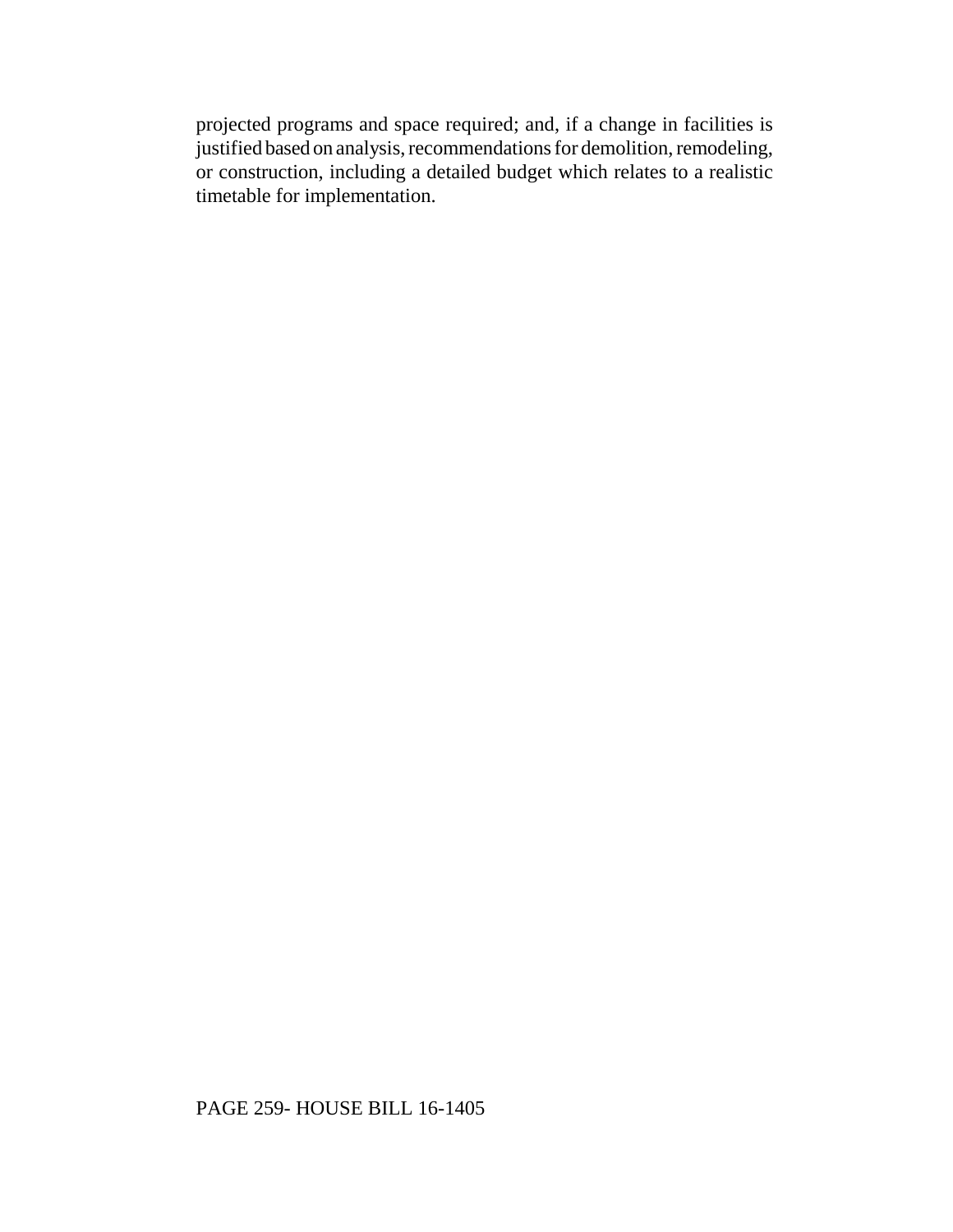projected programs and space required; and, if a change in facilities is justified based on analysis, recommendations for demolition, remodeling, or construction, including a detailed budget which relates to a realistic timetable for implementation.